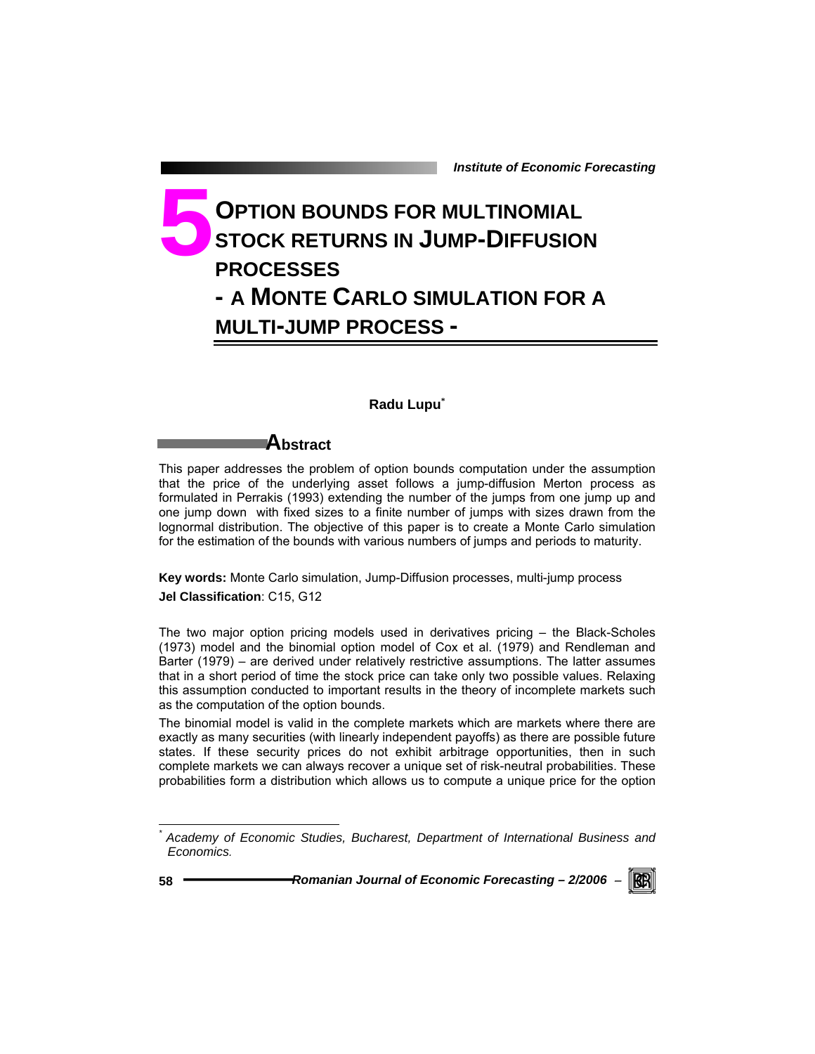# 5 OPTION BOUNDS FOR MULTINOMIAL STOCK RETURNS IN JUMP-DIFFUSION PROCESSES - A MONTE CARLO SIMULATION FOR A MULTI-JUMP PROCESS -

**Radu Lupu**[*]

## Abstract

This paper addresses the problem of option bounds computation under the assumption that the price of the underlying asset follows a jump-diffusion Merton process as formulated in Perrakis (1993) extending the number of the jumps from one jump up and one jump down with fixed sizes to a finite number of jumps with sizes drawn from the lognormal distribution. The objective of this paper is to create a Monte Carlo simulation for the estimation of the bounds with various numbers of jumps and periods to maturity.

**Key words:** Monte Carlo simulation, Jump-Diffusion processes, multi-jump process

**Jel Classification**: C15, G12

The two major option pricing models used in derivatives pricing – the Black-Scholes (1973) model and the binomial option model of Cox et al. (1979) and Rendleman and Barter (1979) – are derived under relatively restrictive assumptions. The latter assumes that in a short period of time the stock price can take only two possible values. Relaxing this assumption conducted to important results in the theory of incomplete markets such as the computation of the option bounds.

The binomial model is valid in the complete markets which are markets where there are exactly as many securities (with linearly independent payoffs) as there are possible future states. If these security prices do not exhibit arbitrage opportunities, then in such complete markets we can always recover a unique set of risk-neutral probabilities. These probabilities form a distribution which allows us to compute a unique price for the option

---

[*] *Academy of Economic Studies, Bucharest, Department of International Business and Economics.*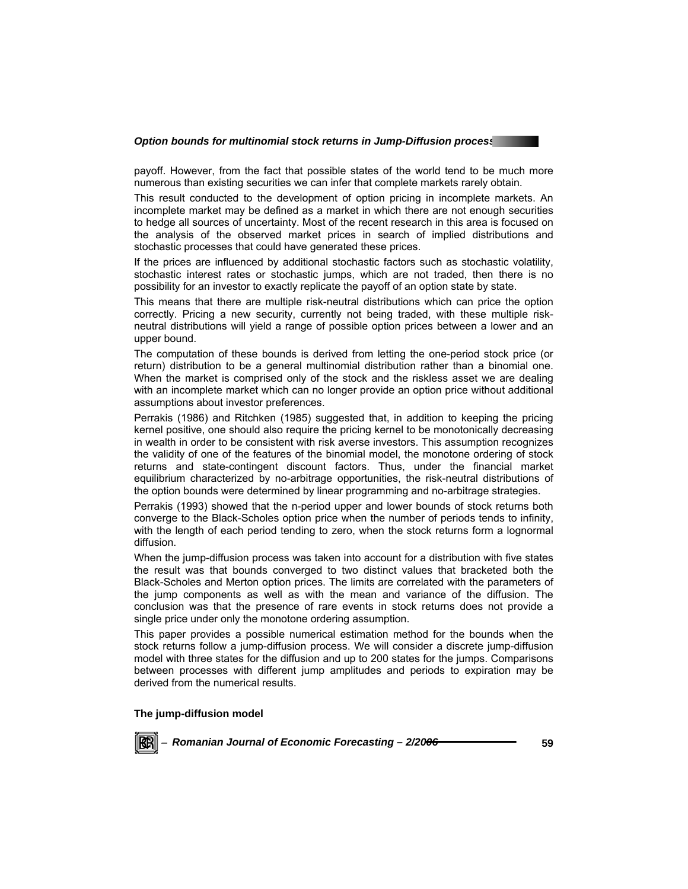payoff. However, from the fact that possible states of the world tend to be much more numerous than existing securities we can infer that complete markets rarely obtain.

This result conducted to the development of option pricing in incomplete markets. An incomplete market may be defined as a market in which there are not enough securities to hedge all sources of uncertainty. Most of the recent research in this area is focused on the analysis of the observed market prices in search of implied distributions and stochastic processes that could have generated these prices.

If the prices are influenced by additional stochastic factors such as stochastic volatility, stochastic interest rates or stochastic jumps, which are not traded, then there is no possibility for an investor to exactly replicate the payoff of an option state by state.

This means that there are multiple risk-neutral distributions which can price the option correctly. Pricing a new security, currently not being traded, with these multiple risk-neutral distributions will yield a range of possible option prices between a lower and an upper bound.

The computation of these bounds is derived from letting the one-period stock price (or return) distribution to be a general multinomial distribution rather than a binomial one. When the market is comprised only of the stock and the riskless asset we are dealing with an incomplete market which can no longer provide an option price without additional assumptions about investor preferences.

Perrakis (1986) and Ritchken (1985) suggested that, in addition to keeping the pricing kernel positive, one should also require the pricing kernel to be monotonically decreasing in wealth in order to be consistent with risk averse investors. This assumption recognizes the validity of one of the features of the binomial model, the monotone ordering of stock returns and state-contingent discount factors. Thus, under the financial market equilibrium characterized by no-arbitrage opportunities, the risk-neutral distributions of the option bounds were determined by linear programming and no-arbitrage strategies.

Perrakis (1993) showed that the n-period upper and lower bounds of stock returns both converge to the Black-Scholes option price when the number of periods tends to infinity, with the length of each period tending to zero, when the stock returns form a lognormal diffusion.

When the jump-diffusion process was taken into account for a distribution with five states the result was that bounds converged to two distinct values that bracketed both the Black-Scholes and Merton option prices. The limits are correlated with the parameters of the jump components as well as with the mean and variance of the diffusion. The conclusion was that the presence of rare events in stock returns does not provide a single price under only the monotone ordering assumption.

This paper provides a possible numerical estimation method for the bounds when the stock returns follow a jump-diffusion process. We will consider a discrete jump-diffusion model with three states for the diffusion and up to 200 states for the jumps. Comparisons between processes with different jump amplitudes and periods to expiration may be derived from the numerical results.

**The jump-diffusion model**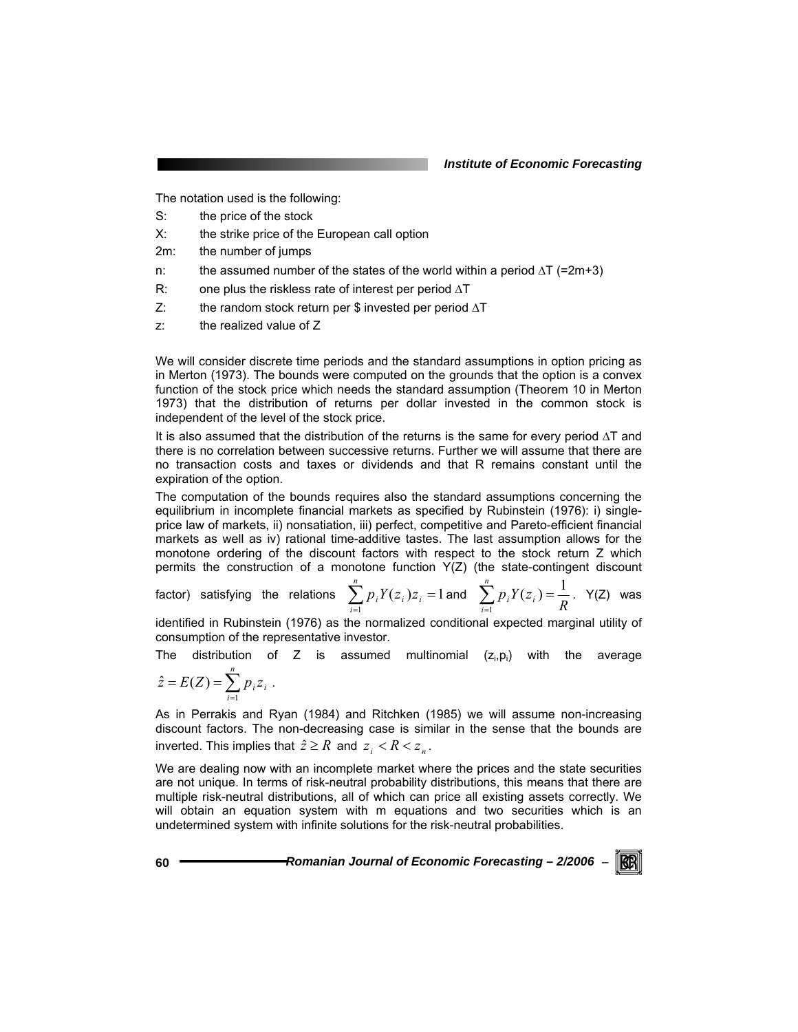The notation used is the following:

S: the price of the stock

X: the strike price of the European call option

2m: the number of jumps

n: the assumed number of the states of the world within a period $\Delta$T (=2m+3)

R: one plus the riskless rate of interest per period $\Delta$T

Z: the random stock return per $ invested per period $\Delta$T

z: the realized value of Z

We will consider discrete time periods and the standard assumptions in option pricing as in Merton (1973). The bounds were computed on the grounds that the option is a convex function of the stock price which needs the standard assumption (Theorem 10 in Merton 1973) that the distribution of returns per dollar invested in the common stock is independent of the level of the stock price.

It is also assumed that the distribution of the returns is the same for every period $\Delta$T and there is no correlation between successive returns. Further we will assume that there are no transaction costs and taxes or dividends and that R remains constant until the expiration of the option.

The computation of the bounds requires also the standard assumptions concerning the equilibrium in incomplete financial markets as specified by Rubinstein (1976): i) single-price law of markets, ii) nonsatiation, iii) perfect, competitive and Pareto-efficient financial markets as well as iv) rational time-additive tastes. The last assumption allows for the monotone ordering of the discount factors with respect to the stock return Z which permits the construction of a monotone function Y(Z) (the state-contingent discount factor) satisfying the relations $\sum_{i=1}^{n} p_i Y(z_i) z_i = 1$ and $\sum_{i=1}^{n} p_i Y(z_i) = \frac{1}{R}$. Y(Z) was identified in Rubinstein (1976) as the normalized conditional expected marginal utility of consumption of the representative investor.

The distribution of Z is assumed multinomial ($z_i$,$p_i$) with the average $\hat{z} = E(Z) = \sum_{i=1}^{n} p_i z_i$ .

As in Perrakis and Ryan (1984) and Ritchken (1985) we will assume non-increasing discount factors. The non-decreasing case is similar in the sense that the bounds are inverted. This implies that $\hat{z} \geq R$ and $z_i < R < z_n$.

We are dealing now with an incomplete market where the prices and the state securities are not unique. In terms of risk-neutral probability distributions, this means that there are multiple risk-neutral distributions, all of which can price all existing assets correctly. We will obtain an equation system with m equations and two securities which is an undetermined system with infinite solutions for the risk-neutral probabilities.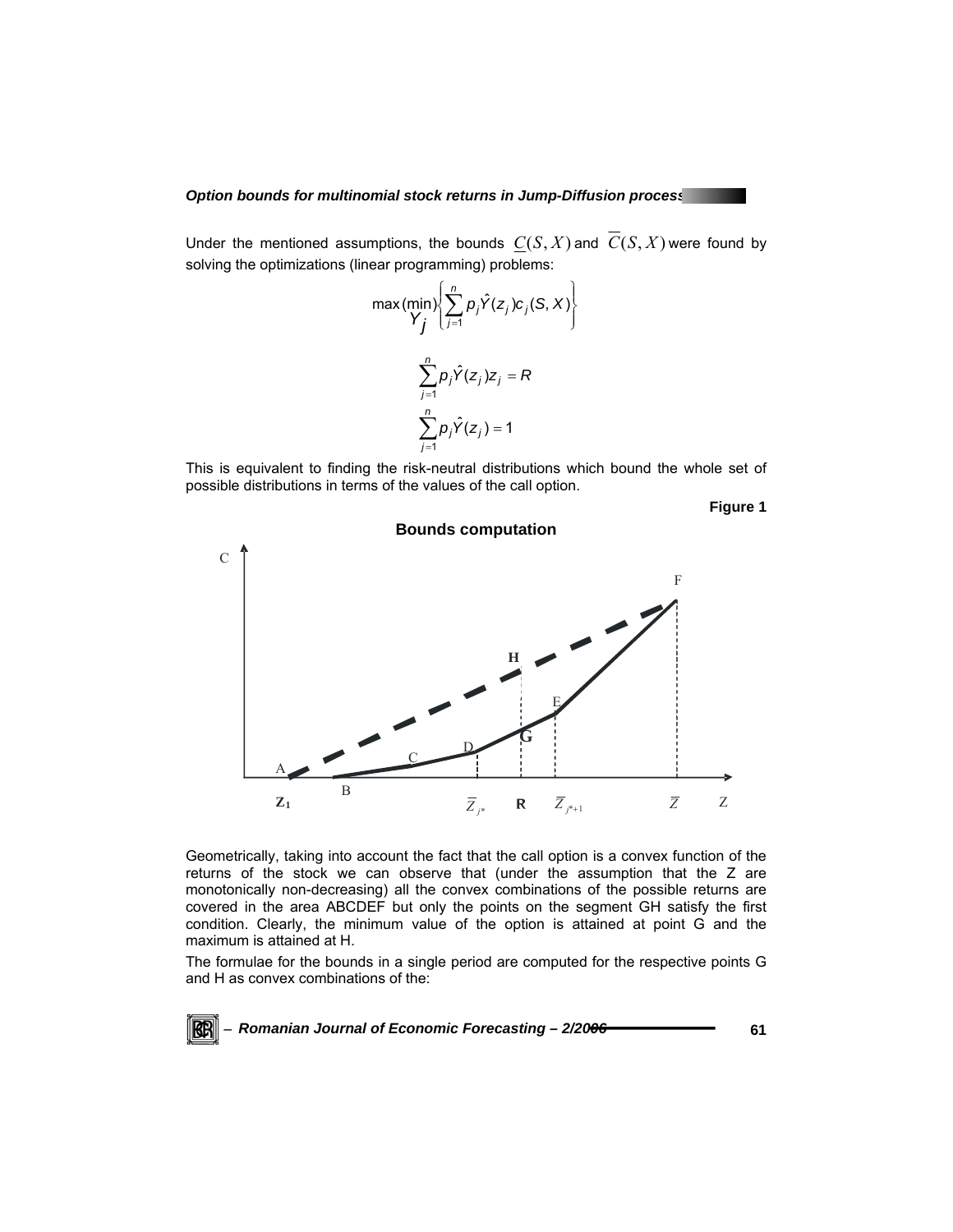Under the mentioned assumptions, the bounds $\underline{C}(S, X)$ and $\overline{C}(S, X)$ were found by solving the optimizations (linear programming) problems:

$$\max_{Y_j}(\min)\left\{\sum_{j=1}^{n} p_j \hat{Y}(z_j) c_j(S, X)\right\}$$

$$\sum_{j=1}^{n} p_j \hat{Y}(z_j) z_j = R$$

$$\sum_{j=1}^{n} p_j \hat{Y}(z_j) = 1$$

This is equivalent to finding the risk-neutral distributions which bound the whole set of possible distributions in terms of the values of the call option.

**Figure 1**

**Bounds computation**

Geometrically, taking into account the fact that the call option is a convex function of the returns of the stock we can observe that (under the assumption that the Z are monotonically non-decreasing) all the convex combinations of the possible returns are covered in the area ABCDEF but only the points on the segment GH satisfy the first condition. Clearly, the minimum value of the option is attained at point G and the maximum is attained at H.

The formulae for the bounds in a single period are computed for the respective points G and H as convex combinations of the: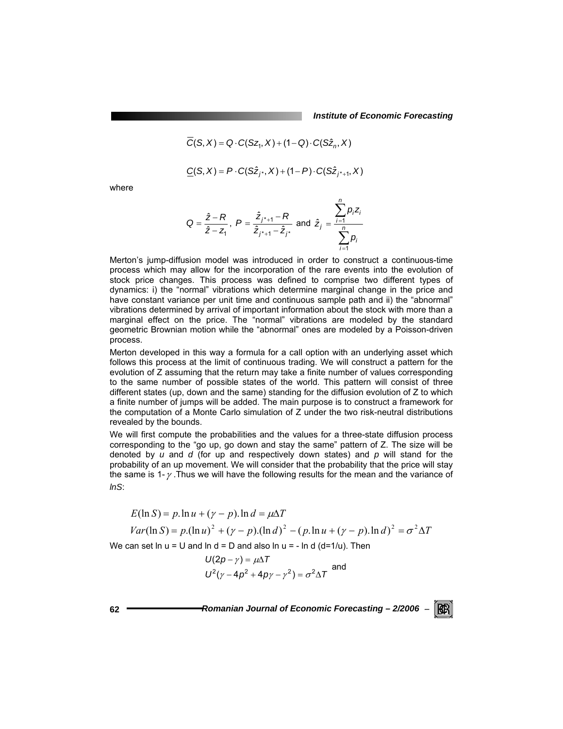$$\overline{C}(S,X) = Q \cdot C(Sz_1, X) + (1-Q) \cdot C(S\hat{z}_n, X)$$

$$\underline{C}(S,X) = P \cdot C(S\hat{z}_{j^*}, X) + (1-P) \cdot C(S\hat{z}_{j^*+1}, X)$$

where

$$Q = \frac{\hat{z} - R}{\hat{z} - z_1}, \; P = \frac{\hat{z}_{j^*+1} - R}{\hat{z}_{j^*+1} - \hat{z}_{j^*}} \text{ and } \hat{z}_j = \frac{\sum_{i=1}^{n} p_i z_i}{\sum_{i=1}^{n} p_i}$$

Merton's jump-diffusion model was introduced in order to construct a continuous-time process which may allow for the incorporation of the rare events into the evolution of stock price changes. This process was defined to comprise two different types of dynamics: i) the "normal" vibrations which determine marginal change in the price and have constant variance per unit time and continuous sample path and ii) the "abnormal" vibrations determined by arrival of important information about the stock with more than a marginal effect on the price. The "normal" vibrations are modeled by the standard geometric Brownian motion while the "abnormal" ones are modeled by a Poisson-driven process.

Merton developed in this way a formula for a call option with an underlying asset which follows this process at the limit of continuous trading. We will construct a pattern for the evolution of Z assuming that the return may take a finite number of values corresponding to the same number of possible states of the world. This pattern will consist of three different states (up, down and the same) standing for the diffusion evolution of Z to which a finite number of jumps will be added. The main purpose is to construct a framework for the computation of a Monte Carlo simulation of Z under the two risk-neutral distributions revealed by the bounds.

We will first compute the probabilities and the values for a three-state diffusion process corresponding to the "go up, go down and stay the same" pattern of Z. The size will be denoted by $u$ and $d$ (for up and respectively down states) and $p$ will stand for the probability of an up movement. We will consider that the probability that the price will stay the same is $1-\gamma$. Thus we will have the following results for the mean and the variance of *lnS*:

$$E(\ln S) = p.\ln u + (\gamma - p).\ln d = \mu \Delta T$$

$$Var(\ln S) = p.(\ln u)^2 + (\gamma - p).(\ln d)^2 - (p.\ln u + (\gamma - p).\ln d)^2 = \sigma^2 \Delta T$$

We can set $\ln u = U$ and $\ln d = D$ and also $\ln u = -\ln d$ ($d=1/u$). Then

$$U(2p - \gamma) = \mu \Delta T$$
$$U^2(\gamma - 4p^2 + 4p\gamma - \gamma^2) = \sigma^2 \Delta T \quad \text{and}$$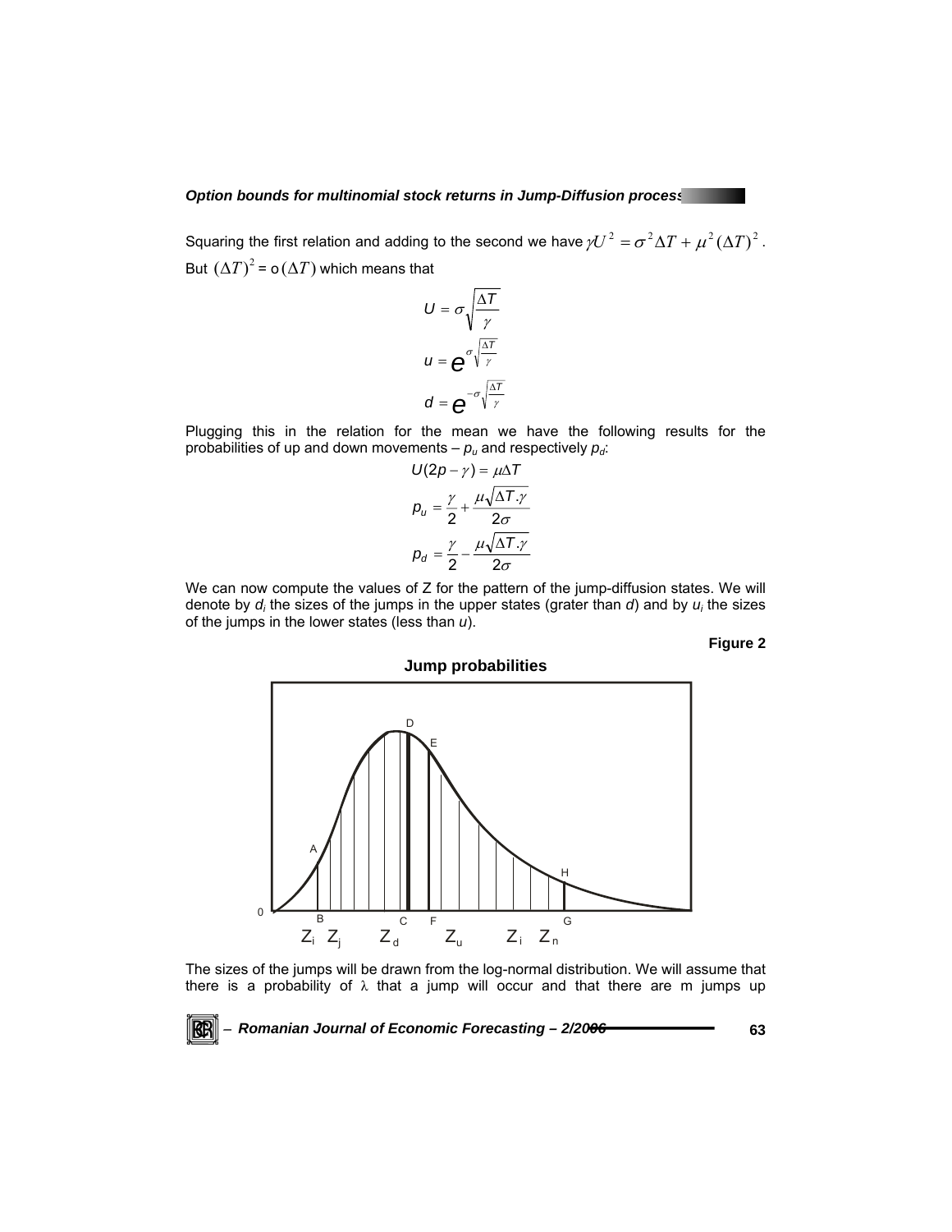Squaring the first relation and adding to the second we have $\gamma U^2 = \sigma^2 \Delta T + \mu^2 (\Delta T)^2$. But $(\Delta T)^2 = o(\Delta T)$ which means that

$$U = \sigma \sqrt{\frac{\Delta T}{\gamma}}$$

$$u = e^{\sigma \sqrt{\frac{\Delta T}{\gamma}}}$$

$$d = e^{-\sigma \sqrt{\frac{\Delta T}{\gamma}}}$$

Plugging this in the relation for the mean we have the following results for the probabilities of up and down movements – $p_u$ and respectively $p_d$:

$$U(2p - \gamma) = \mu \Delta T$$

$$p_u = \frac{\gamma}{2} + \frac{\mu \sqrt{\Delta T . \gamma}}{2\sigma}$$

$$p_d = \frac{\gamma}{2} - \frac{\mu \sqrt{\Delta T . \gamma}}{2\sigma}$$

We can now compute the values of Z for the pattern of the jump-diffusion states. We will denote by $d_i$ the sizes of the jumps in the upper states (grater than $d$) and by $u_i$ the sizes of the jumps in the lower states (less than $u$).

**Figure 2**

**Jump probabilities**

The sizes of the jumps will be drawn from the log-normal distribution. We will assume that there is a probability of $\lambda$ that a jump will occur and that there are m jumps up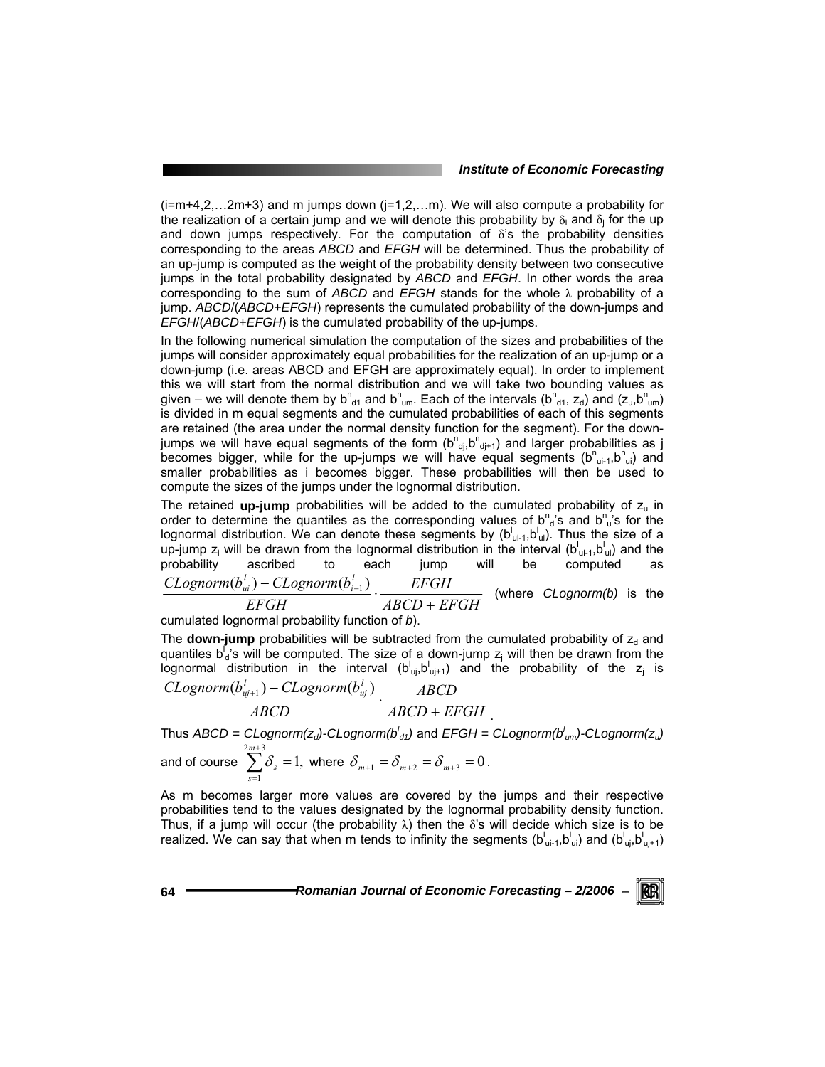($i$=m+4,2,…2m+3) and m jumps down ($j$=1,2,…m). We will also compute a probability for the realization of a certain jump and we will denote this probability by $\delta_i$ and $\delta_j$ for the up and down jumps respectively. For the computation of $\delta$'s the probability densities corresponding to the areas *ABCD* and *EFGH* will be determined. Thus the probability of an up-jump is computed as the weight of the probability density between two consecutive jumps in the total probability designated by *ABCD* and *EFGH*. In other words the area corresponding to the sum of *ABCD* and *EFGH* stands for the whole $\lambda$ probability of a jump. *ABCD*/(*ABCD*+*EFGH*) represents the cumulated probability of the down-jumps and *EFGH*/(*ABCD*+*EFGH*) is the cumulated probability of the up-jumps.

In the following numerical simulation the computation of the sizes and probabilities of the jumps will consider approximately equal probabilities for the realization of an up-jump or a down-jump (i.e. areas ABCD and EFGH are approximately equal). In order to implement this we will start from the normal distribution and we will take two bounding values as given – we will denote them by $b^n_{d1}$ and $b^n_{um}$. Each of the intervals ($b^n_{d1}$, $z_d$) and ($z_u$,$b^n_{um}$) is divided in m equal segments and the cumulated probabilities of each of this segments are retained (the area under the normal density function for the segment). For the down-jumps we will have equal segments of the form ($b^n_{dj}$,$b^n_{dj+1}$) and larger probabilities as j becomes bigger, while for the up-jumps we will have equal segments ($b^n_{ui-1}$,$b^n_{ui}$) and smaller probabilities as i becomes bigger. These probabilities will then be used to compute the sizes of the jumps under the lognormal distribution.

The retained **up-jump** probabilities will be added to the cumulated probability of $z_u$ in order to determine the quantiles as the corresponding values of $b^n_d$'s and $b^n_u$'s for the lognormal distribution. We can denote these segments by ($b^l_{ui-1}$,$b^l_{ui}$). Thus the size of a up-jump $z_i$ will be drawn from the lognormal distribution in the interval ($b^l_{ui-1}$,$b^l_{ui}$) and the probability ascribed to each jump will be computed as $\dfrac{CLognorm(b^l_{ui}) - CLognorm(b^l_{i-1})}{EFGH} \cdot \dfrac{EFGH}{ABCD + EFGH}$ (where *CLognorm(b)* is the cumulated lognormal probability function of *b*).

The **down-jump** probabilities will be subtracted from the cumulated probability of $z_d$ and quantiles $b^l_d$'s will be computed. The size of a down-jump $z_j$ will then be drawn from the lognormal distribution in the interval ($b^l_{uj}$,$b^l_{uj+1}$) and the probability of the $z_j$ is $\dfrac{CLognorm(b^l_{uj+1}) - CLognorm(b^l_{uj})}{ABCD} \cdot \dfrac{ABCD}{ABCD + EFGH}$.

Thus *ABCD* = *CLognorm*($z_d$)-*CLognorm*($b^l_{d1}$) and *EFGH* = *CLognorm*($b^l_{um}$)-*CLognorm*($z_u$) and of course $\sum_{s=1}^{2m+3} \delta_s = 1,$ where $\delta_{m+1} = \delta_{m+2} = \delta_{m+3} = 0$.

As m becomes larger more values are covered by the jumps and their respective probabilities tend to the values designated by the lognormal probability density function. Thus, if a jump will occur (the probability $\lambda$) then the $\delta$'s will decide which size is to be realized. We can say that when m tends to infinity the segments ($b^l_{ui-1}$,$b^l_{ui}$) and ($b^l_{uj}$,$b^l_{uj+1}$)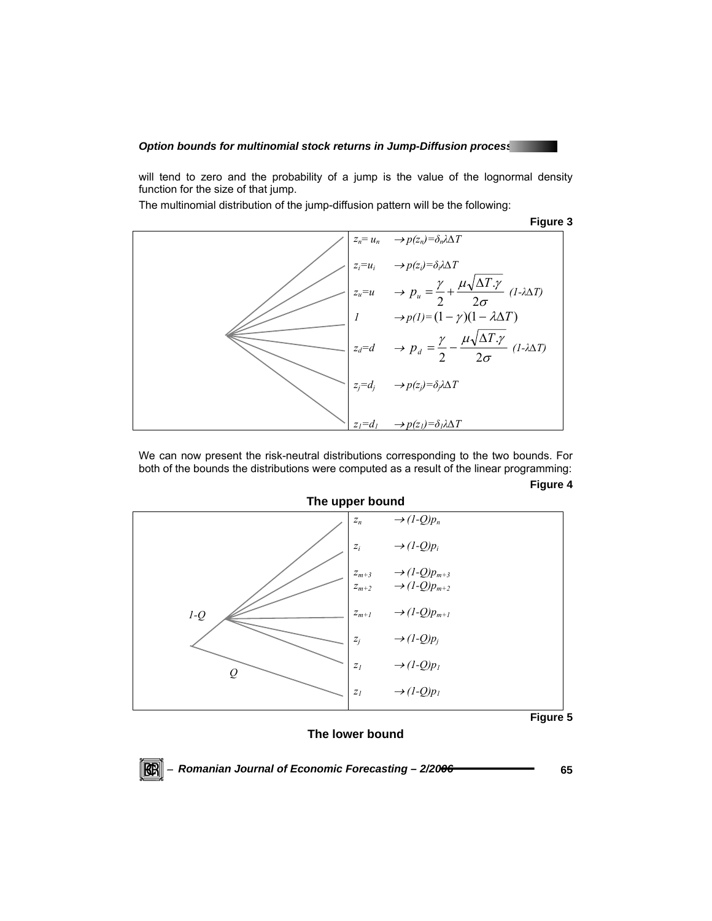will tend to zero and the probability of a jump is the value of the lognormal density function for the size of that jump.

The multinomial distribution of the jump-diffusion pattern will be the following:

**Figure 3**

| | |
|---|---|
| $z_n = u_n$ | $\rightarrow p(z_n) = \delta_n \lambda \Delta T$ |
| $z_i = u_i$ | $\rightarrow p(z_i) = \delta_i \lambda \Delta T$ |
| $z_u = u$ | $\rightarrow p_u = \frac{\gamma}{2} + \frac{\mu \sqrt{\Delta T . \gamma}}{2\sigma}$ $(1-\lambda\Delta T)$ |
| $1$ | $\rightarrow p(1) = (1-\gamma)(1-\lambda\Delta T)$ |
| $z_d = d$ | $\rightarrow p_d = \frac{\gamma}{2} - \frac{\mu \sqrt{\Delta T . \gamma}}{2\sigma}$ $(1-\lambda\Delta T)$ |
| $z_j = d_j$ | $\rightarrow p(z_j) = \delta_j \lambda \Delta T$ |
| $z_1 = d_1$ | $\rightarrow p(z_1) = \delta_1 \lambda \Delta T$ |

We can now present the risk-neutral distributions corresponding to the two bounds. For both of the bounds the distributions were computed as a result of the linear programming:

**Figure 4**

**The upper bound**

Branches: $1-Q$, $Q$

| | |
|---|---|
| $z_n$ | $\rightarrow (1-Q)p_n$ |
| $z_i$ | $\rightarrow (1-Q)p_i$ |
| $z_{m+3}$ | $\rightarrow (1-Q)p_{m+3}$ |
| $z_{m+2}$ | $\rightarrow (1-Q)p_{m+2}$ |
| $z_{m+1}$ | $\rightarrow (1-Q)p_{m+1}$ |
| $z_j$ | $\rightarrow (1-Q)p_j$ |
| $z_1$ | $\rightarrow (1-Q)p_1$ |
| $z_1$ | $\rightarrow (1-Q)p_1$ |

**Figure 5**

**The lower bound**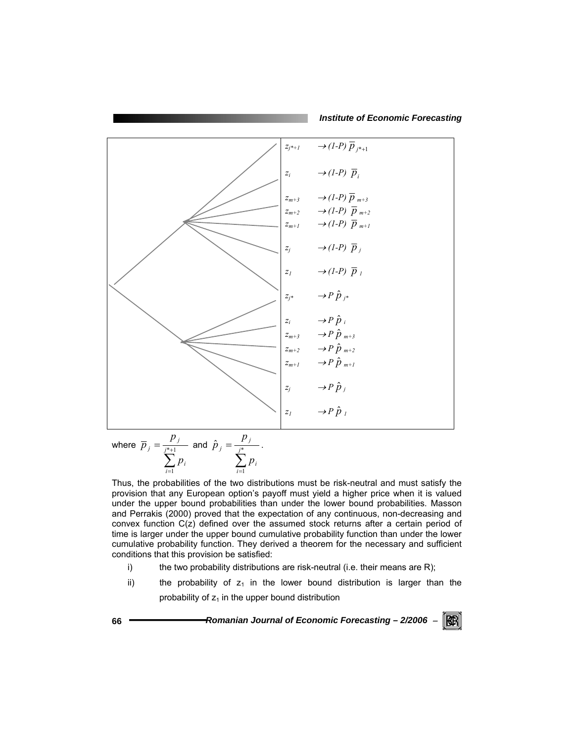| | |
|---|---|
| $z_{j^*+1}$ | $\rightarrow (1\text{-}P)\ \overline{p}_{j^*+1}$ |
| $z_i$ | $\rightarrow (1\text{-}P)\ \overline{p}_i$ |
| $z_{m+3}$ | $\rightarrow (1\text{-}P)\ \overline{p}_{m+3}$ |
| $z_{m+2}$ | $\rightarrow (1\text{-}P)\ \overline{p}_{m+2}$ |
| $z_{m+1}$ | $\rightarrow (1\text{-}P)\ \overline{p}_{m+1}$ |
| $z_j$ | $\rightarrow (1\text{-}P)\ \overline{p}_j$ |
| $z_1$ | $\rightarrow (1\text{-}P)\ \overline{p}_1$ |
| $z_{j^*}$ | $\rightarrow P\ \hat{p}_{j^*}$ |
| $z_i$ | $\rightarrow P\ \hat{p}_i$ |
| $z_{m+3}$ | $\rightarrow P\ \hat{p}_{m+3}$ |
| $z_{m+2}$ | $\rightarrow P\ \hat{p}_{m+2}$ |
| $z_{m+1}$ | $\rightarrow P\ \hat{p}_{m+1}$ |
| $z_j$ | $\rightarrow P\ \hat{p}_j$ |
| $z_1$ | $\rightarrow P\ \hat{p}_1$ |

where $\overline{p}_j = \dfrac{p_j}{\sum_{i=1}^{j^*+1} p_i}$ and $\hat{p}_j = \dfrac{p_j}{\sum_{i=1}^{j^*} p_i}$.

Thus, the probabilities of the two distributions must be risk-neutral and must satisfy the provision that any European option's payoff must yield a higher price when it is valued under the upper bound probabilities than under the lower bound probabilities. Masson and Perrakis (2000) proved that the expectation of any continuous, non-decreasing and convex function C(z) defined over the assumed stock returns after a certain period of time is larger under the upper bound cumulative probability function than under the lower cumulative probability function. They derived a theorem for the necessary and sufficient conditions that this provision be satisfied:

i) the two probability distributions are risk-neutral (i.e. their means are R);

ii) the probability of $z_1$ in the lower bound distribution is larger than the probability of $z_1$ in the upper bound distribution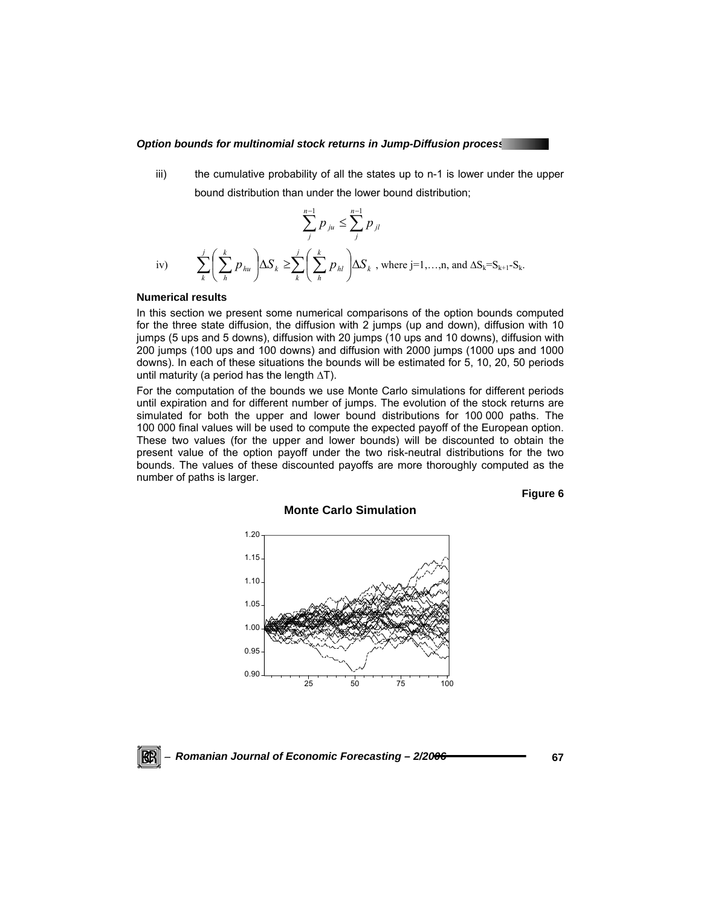iii) the cumulative probability of all the states up to n-1 is lower under the upper bound distribution than under the lower bound distribution;

$$\sum_{j}^{n-1} p_{ju} \leq \sum_{j}^{n-1} p_{jl}$$

iv) $$\sum_{k}^{j}\left(\sum_{h}^{k} p_{hu}\right)\Delta S_k \geq \sum_{k}^{j}\left(\sum_{h}^{k} p_{hl}\right)\Delta S_k$$ , where j=1,…,n, and $\Delta S_k = S_{k+1} - S_k$.

**Numerical results**

In this section we present some numerical comparisons of the option bounds computed for the three state diffusion, the diffusion with 2 jumps (up and down), diffusion with 10 jumps (5 ups and 5 downs), diffusion with 20 jumps (10 ups and 10 downs), diffusion with 200 jumps (100 ups and 100 downs) and diffusion with 2000 jumps (1000 ups and 1000 downs). In each of these situations the bounds will be estimated for 5, 10, 20, 50 periods until maturity (a period has the length $\Delta T$).

For the computation of the bounds we use Monte Carlo simulations for different periods until expiration and for different number of jumps. The evolution of the stock returns are simulated for both the upper and lower bound distributions for 100 000 paths. The 100 000 final values will be used to compute the expected payoff of the European option. These two values (for the upper and lower bounds) will be discounted to obtain the present value of the option payoff under the two risk-neutral distributions for the two bounds. The values of these discounted payoffs are more thoroughly computed as the number of paths is larger.

**Figure 6**

**Monte Carlo Simulation**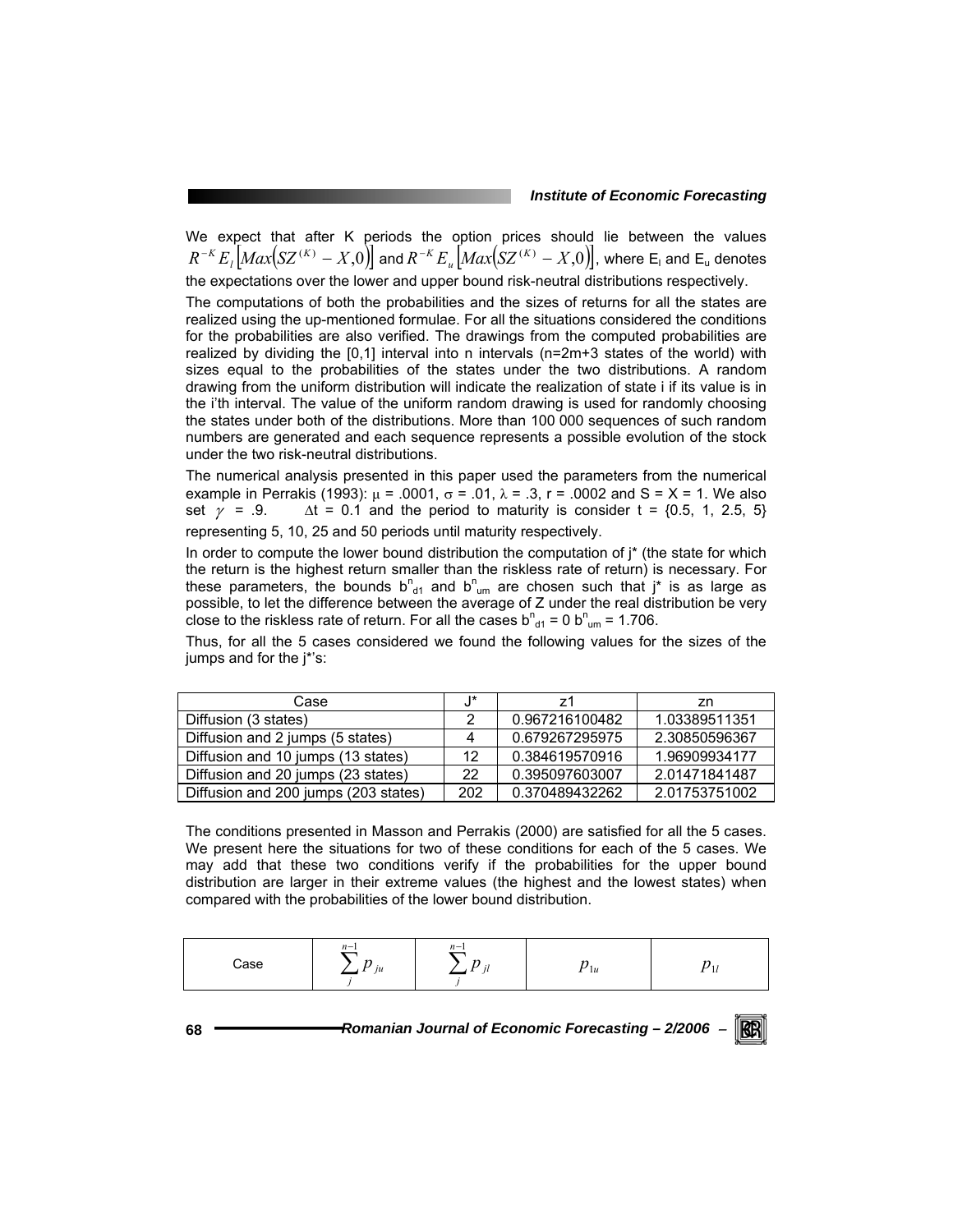We expect that after K periods the option prices should lie between the values $R^{-K}E_l\left[Max\left(SZ^{(K)}-X,0\right)\right]$ and $R^{-K}E_u\left[Max\left(SZ^{(K)}-X,0\right)\right]$, where $E_l$ and $E_u$ denotes the expectations over the lower and upper bound risk-neutral distributions respectively.

The computations of both the probabilities and the sizes of returns for all the states are realized using the up-mentioned formulae. For all the situations considered the conditions for the probabilities are also verified. The drawings from the computed probabilities are realized by dividing the [0,1] interval into n intervals (n=2m+3 states of the world) with sizes equal to the probabilities of the states under the two distributions. A random drawing from the uniform distribution will indicate the realization of state i if its value is in the i'th interval. The value of the uniform random drawing is used for randomly choosing the states under both of the distributions. More than 100 000 sequences of such random numbers are generated and each sequence represents a possible evolution of the stock under the two risk-neutral distributions.

The numerical analysis presented in this paper used the parameters from the numerical example in Perrakis (1993): $\mu$ = .0001, $\sigma$ = .01, $\lambda$ = .3, r = .0002 and S = X = 1. We also set $\gamma$ = .9. $\Delta t$ = 0.1 and the period to maturity is consider t = {0.5, 1, 2.5, 5} representing 5, 10, 25 and 50 periods until maturity respectively.

In order to compute the lower bound distribution the computation of j* (the state for which the return is the highest return smaller than the riskless rate of return) is necessary. For these parameters, the bounds $b^n_{d1}$ and $b^n_{um}$ are chosen such that j* is as large as possible, to let the difference between the average of Z under the real distribution be very close to the riskless rate of return. For all the cases $b^n_{d1} = 0$ $b^n_{um} = 1.706$.

Thus, for all the 5 cases considered we found the following values for the sizes of the jumps and for the j*'s:

| Case | J* | z1 | zn |
|---|---|---|---|
| Diffusion (3 states) | 2 | 0.967216100482 | 1.03389511351 |
| Diffusion and 2 jumps (5 states) | 4 | 0.679267295975 | 2.30850596367 |
| Diffusion and 10 jumps (13 states) | 12 | 0.384619570916 | 1.96909934177 |
| Diffusion and 20 jumps (23 states) | 22 | 0.395097603007 | 2.01471841487 |
| Diffusion and 200 jumps (203 states) | 202 | 0.370489432262 | 2.01753751002 |

The conditions presented in Masson and Perrakis (2000) are satisfied for all the 5 cases. We present here the situations for two of these conditions for each of the 5 cases. We may add that these two conditions verify if the probabilities for the upper bound distribution are larger in their extreme values (the highest and the lowest states) when compared with the probabilities of the lower bound distribution.

| Case | $\sum_{j}^{n-1} p_{ju}$ | $\sum_{j}^{n-1} p_{jl}$ | $p_{1u}$ | $p_{1l}$ |
|---|---|---|---|---|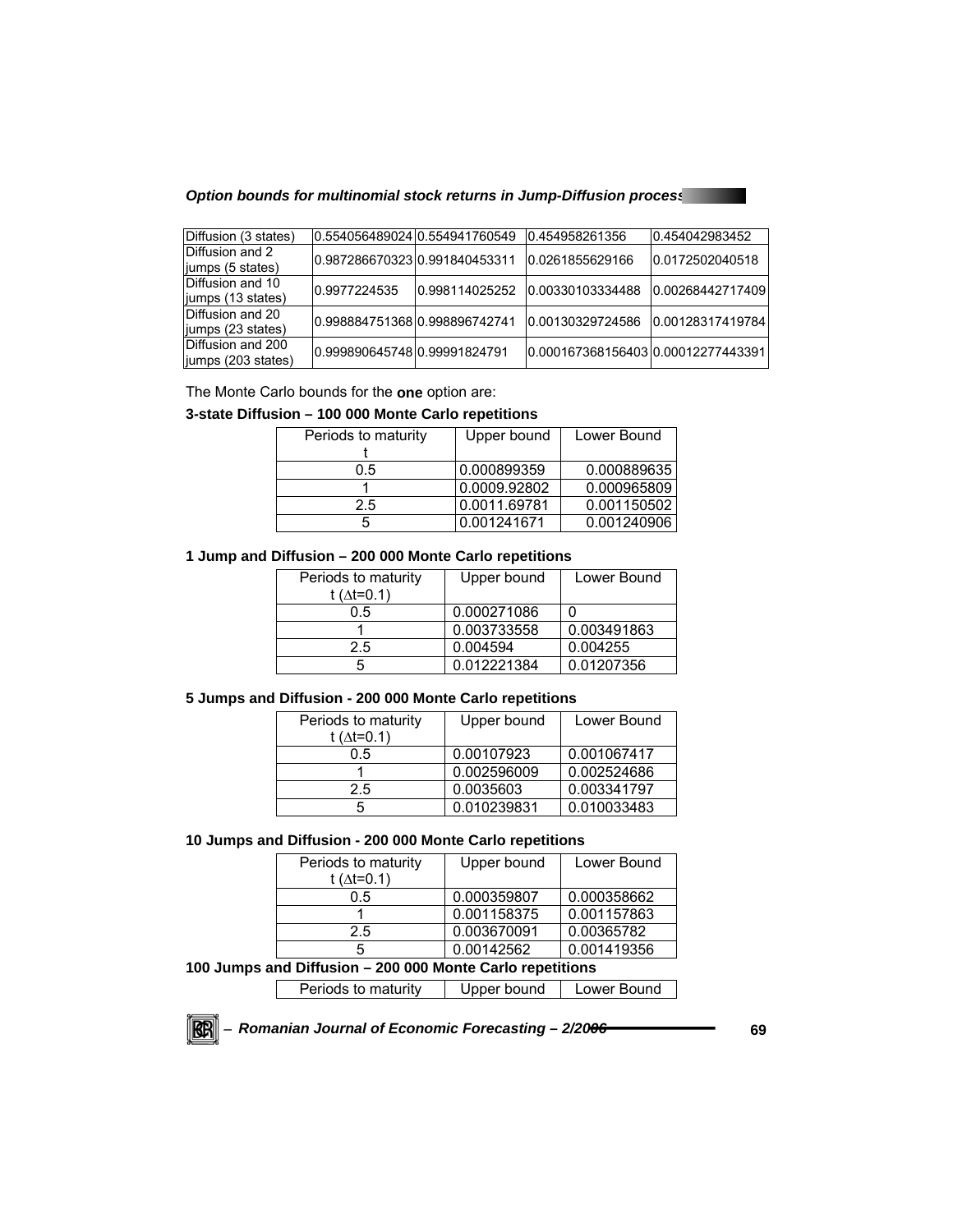| Diffusion (3 states) | 0.554056489024 | 0.554941760549 | 0.454958261356 | 0.454042983452 |
|---|---|---|---|---|
| Diffusion and 2 jumps (5 states) | 0.987286670323 | 0.991840453311 | 0.0261855629166 | 0.0172502040518 |
| Diffusion and 10 jumps (13 states) | 0.9977224535 | 0.998114025252 | 0.00330103334488 | 0.00268442717409 |
| Diffusion and 20 jumps (23 states) | 0.998884751368 | 0.998896742741 | 0.00130329724586 | 0.00128317419784 |
| Diffusion and 200 jumps (203 states) | 0.999890645748 | 0.99991824791 | 0.000167368156403 | 0.00012277443391 |

The Monte Carlo bounds for the **one** option are:

**3-state Diffusion – 100 000 Monte Carlo repetitions**

| Periods to maturity t | Upper bound | Lower Bound |
|---|---|---|
| 0.5 | 0.000899359 | 0.000889635 |
| 1 | 0.0009.92802 | 0.000965809 |
| 2.5 | 0.0011.69781 | 0.001150502 |
| 5 | 0.001241671 | 0.001240906 |

**1 Jump and Diffusion – 200 000 Monte Carlo repetitions**

| Periods to maturity t ($\Delta t$=0.1) | Upper bound | Lower Bound |
|---|---|---|
| 0.5 | 0.000271086 | 0 |
| 1 | 0.003733558 | 0.003491863 |
| 2.5 | 0.004594 | 0.004255 |
| 5 | 0.012221384 | 0.01207356 |

**5 Jumps and Diffusion - 200 000 Monte Carlo repetitions**

| Periods to maturity t ($\Delta t$=0.1) | Upper bound | Lower Bound |
|---|---|---|
| 0.5 | 0.00107923 | 0.001067417 |
| 1 | 0.002596009 | 0.002524686 |
| 2.5 | 0.0035603 | 0.003341797 |
| 5 | 0.010239831 | 0.010033483 |

**10 Jumps and Diffusion - 200 000 Monte Carlo repetitions**

| Periods to maturity t ($\Delta t$=0.1) | Upper bound | Lower Bound |
|---|---|---|
| 0.5 | 0.000359807 | 0.000358662 |
| 1 | 0.001158375 | 0.001157863 |
| 2.5 | 0.003670091 | 0.00365782 |
| 5 | 0.00142562 | 0.001419356 |

**100 Jumps and Diffusion – 200 000 Monte Carlo repetitions**

| Periods to maturity | Upper bound | Lower Bound |
|---|---|---|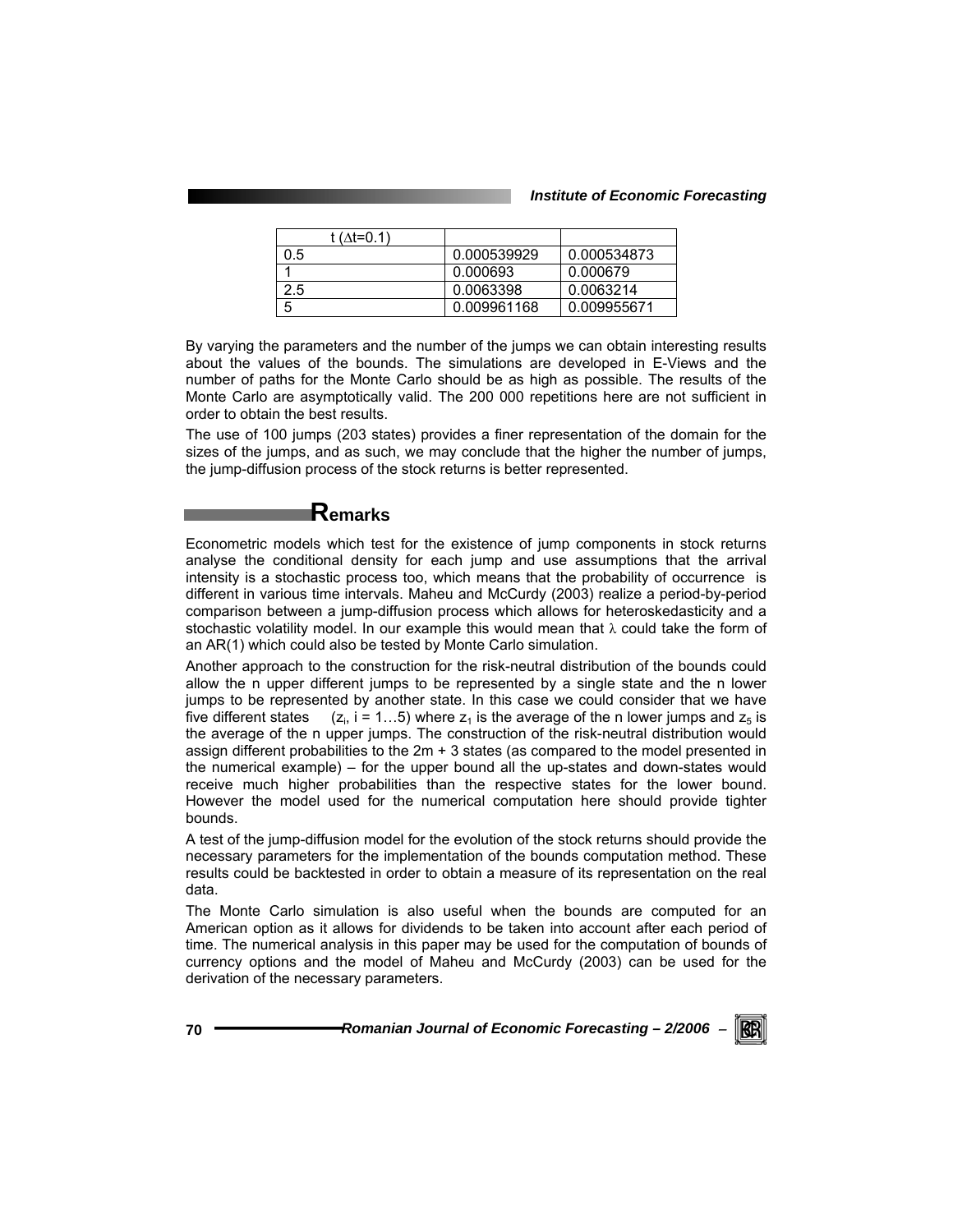| t ($\Delta$t=0.1) | | |
|---|---|---|
| 0.5 | 0.000539929 | 0.000534873 |
| 1 | 0.000693 | 0.000679 |
| 2.5 | 0.0063398 | 0.0063214 |
| 5 | 0.009961168 | 0.009955671 |

By varying the parameters and the number of the jumps we can obtain interesting results about the values of the bounds. The simulations are developed in E-Views and the number of paths for the Monte Carlo should be as high as possible. The results of the Monte Carlo are asymptotically valid. The 200 000 repetitions here are not sufficient in order to obtain the best results.

The use of 100 jumps (203 states) provides a finer representation of the domain for the sizes of the jumps, and as such, we may conclude that the higher the number of jumps, the jump-diffusion process of the stock returns is better represented.

## Remarks

Econometric models which test for the existence of jump components in stock returns analyse the conditional density for each jump and use assumptions that the arrival intensity is a stochastic process too, which means that the probability of occurrence is different in various time intervals. Maheu and McCurdy (2003) realize a period-by-period comparison between a jump-diffusion process which allows for heteroskedasticity and a stochastic volatility model. In our example this would mean that $\lambda$ could take the form of an AR(1) which could also be tested by Monte Carlo simulation.

Another approach to the construction for the risk-neutral distribution of the bounds could allow the n upper different jumps to be represented by a single state and the n lower jumps to be represented by another state. In this case we could consider that we have five different states ($z_i$, i = 1…5) where $z_1$ is the average of the n lower jumps and $z_5$ is the average of the n upper jumps. The construction of the risk-neutral distribution would assign different probabilities to the 2m + 3 states (as compared to the model presented in the numerical example) – for the upper bound all the up-states and down-states would receive much higher probabilities than the respective states for the lower bound. However the model used for the numerical computation here should provide tighter bounds.

A test of the jump-diffusion model for the evolution of the stock returns should provide the necessary parameters for the implementation of the bounds computation method. These results could be backtested in order to obtain a measure of its representation on the real data.

The Monte Carlo simulation is also useful when the bounds are computed for an American option as it allows for dividends to be taken into account after each period of time. The numerical analysis in this paper may be used for the computation of bounds of currency options and the model of Maheu and McCurdy (2003) can be used for the derivation of the necessary parameters.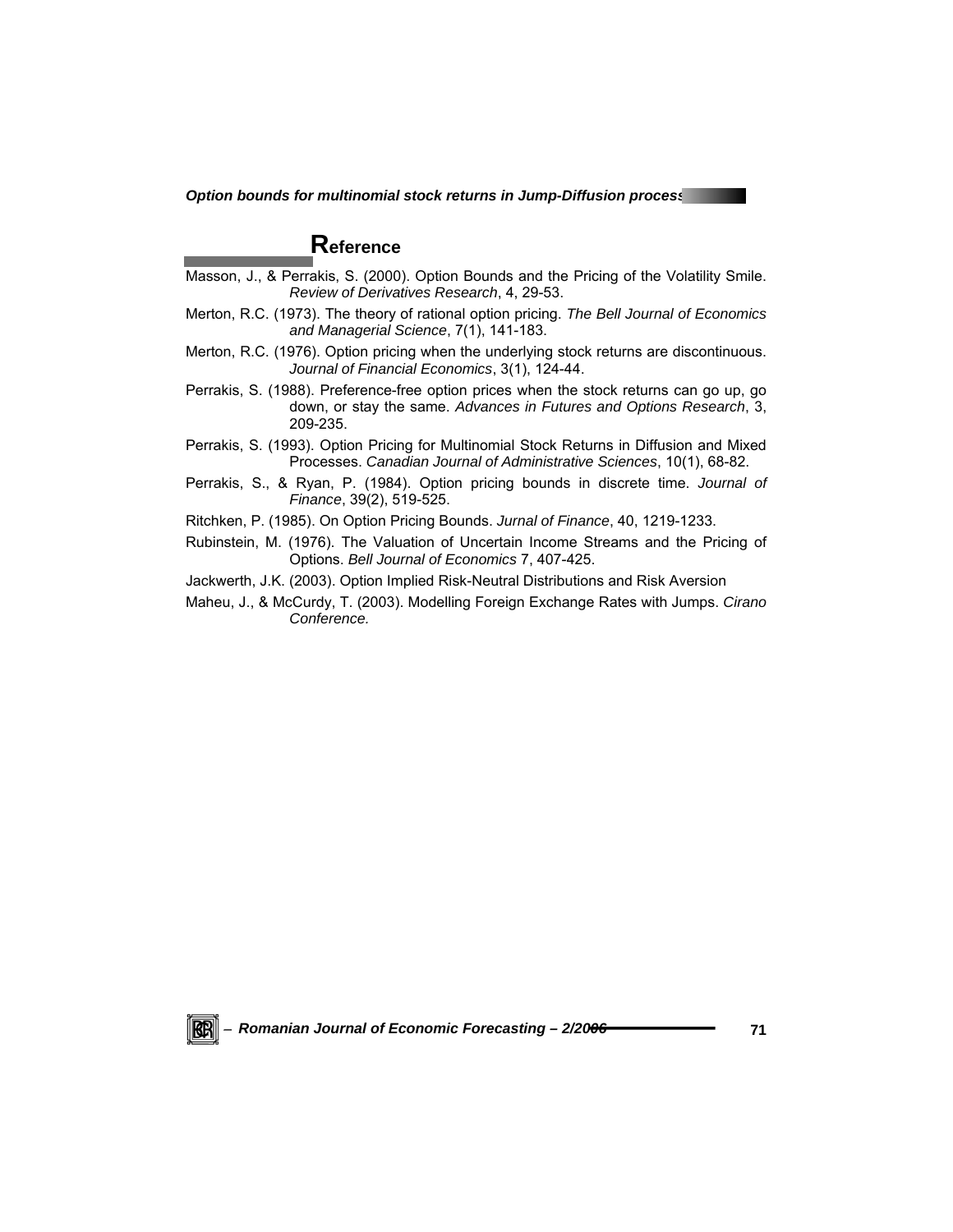## Reference

Masson, J., & Perrakis, S. (2000). Option Bounds and the Pricing of the Volatility Smile. *Review of Derivatives Research*, 4, 29-53.

Merton, R.C. (1973). The theory of rational option pricing. *The Bell Journal of Economics and Managerial Science*, 7(1), 141-183.

Merton, R.C. (1976). Option pricing when the underlying stock returns are discontinuous. *Journal of Financial Economics*, 3(1), 124-44.

Perrakis, S. (1988). Preference-free option prices when the stock returns can go up, go down, or stay the same. *Advances in Futures and Options Research*, 3, 209-235.

Perrakis, S. (1993). Option Pricing for Multinomial Stock Returns in Diffusion and Mixed Processes. *Canadian Journal of Administrative Sciences*, 10(1), 68-82.

Perrakis, S., & Ryan, P. (1984). Option pricing bounds in discrete time. *Journal of Finance*, 39(2), 519-525.

Ritchken, P. (1985). On Option Pricing Bounds. *Jurnal of Finance*, 40, 1219-1233.

Rubinstein, M. (1976). The Valuation of Uncertain Income Streams and the Pricing of Options. *Bell Journal of Economics* 7, 407-425.

Jackwerth, J.K. (2003). Option Implied Risk-Neutral Distributions and Risk Aversion

Maheu, J., & McCurdy, T. (2003). Modelling Foreign Exchange Rates with Jumps. *Cirano Conference.*